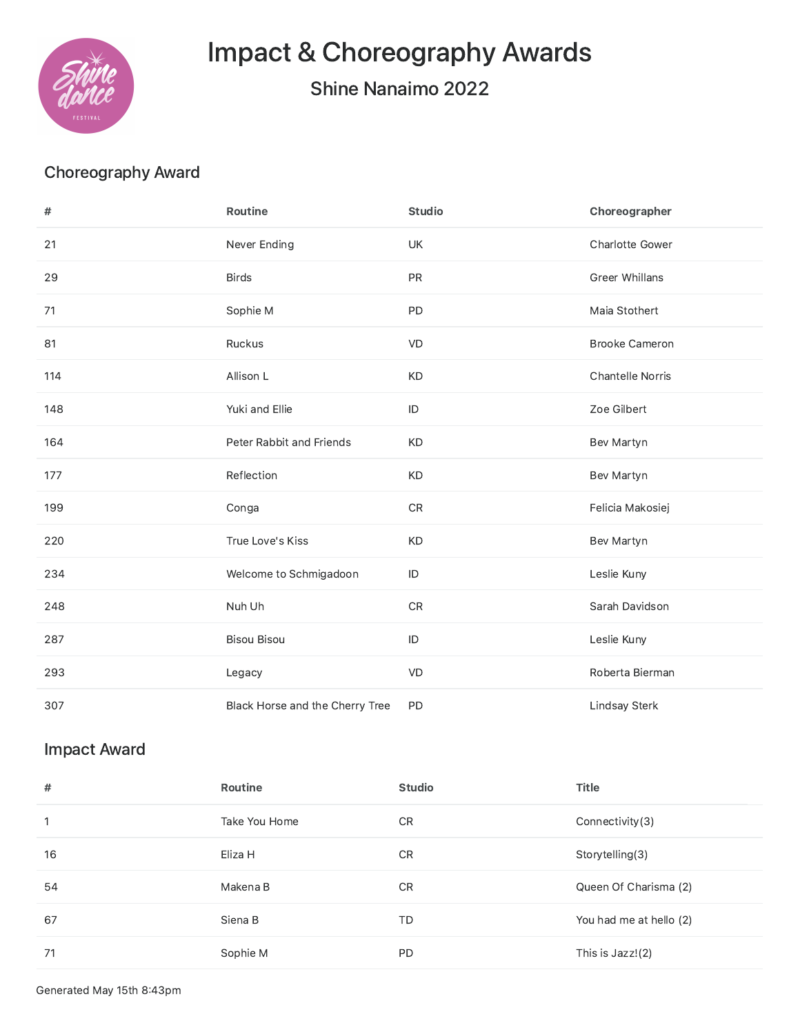# Impact & Choreography Awards

## Shine Nanaimo 2022

### Choreography Award

| # | Routine | Studio | Choreographer |
|---|---|---|---|
| 21 | Never Ending | UK | Charlotte Gower |
| 29 | Birds | PR | Greer Whillans |
| 71 | Sophie M | PD | Maia Stothert |
| 81 | Ruckus | VD | Brooke Cameron |
| 114 | Allison L | KD | Chantelle Norris |
| 148 | Yuki and Ellie | ID | Zoe Gilbert |
| 164 | Peter Rabbit and Friends | KD | Bev Martyn |
| 177 | Reflection | KD | Bev Martyn |
| 199 | Conga | CR | Felicia Makosiej |
| 220 | True Love's Kiss | KD | Bev Martyn |
| 234 | Welcome to Schmigadoon | ID | Leslie Kuny |
| 248 | Nuh Uh | CR | Sarah Davidson |
| 287 | Bisou Bisou | ID | Leslie Kuny |
| 293 | Legacy | VD | Roberta Bierman |
| 307 | Black Horse and the Cherry Tree | PD | Lindsay Sterk |

### Impact Award

| # | Routine | Studio | Title |
|---|---|---|---|
| 1 | Take You Home | CR | Connectivity(3) |
| 16 | Eliza H | CR | Storytelling(3) |
| 54 | Makena B | CR | Queen Of Charisma (2) |
| 67 | Siena B | TD | You had me at hello (2) |
| 71 | Sophie M | PD | This is Jazz!(2) |

Generated May 15th 8:43pm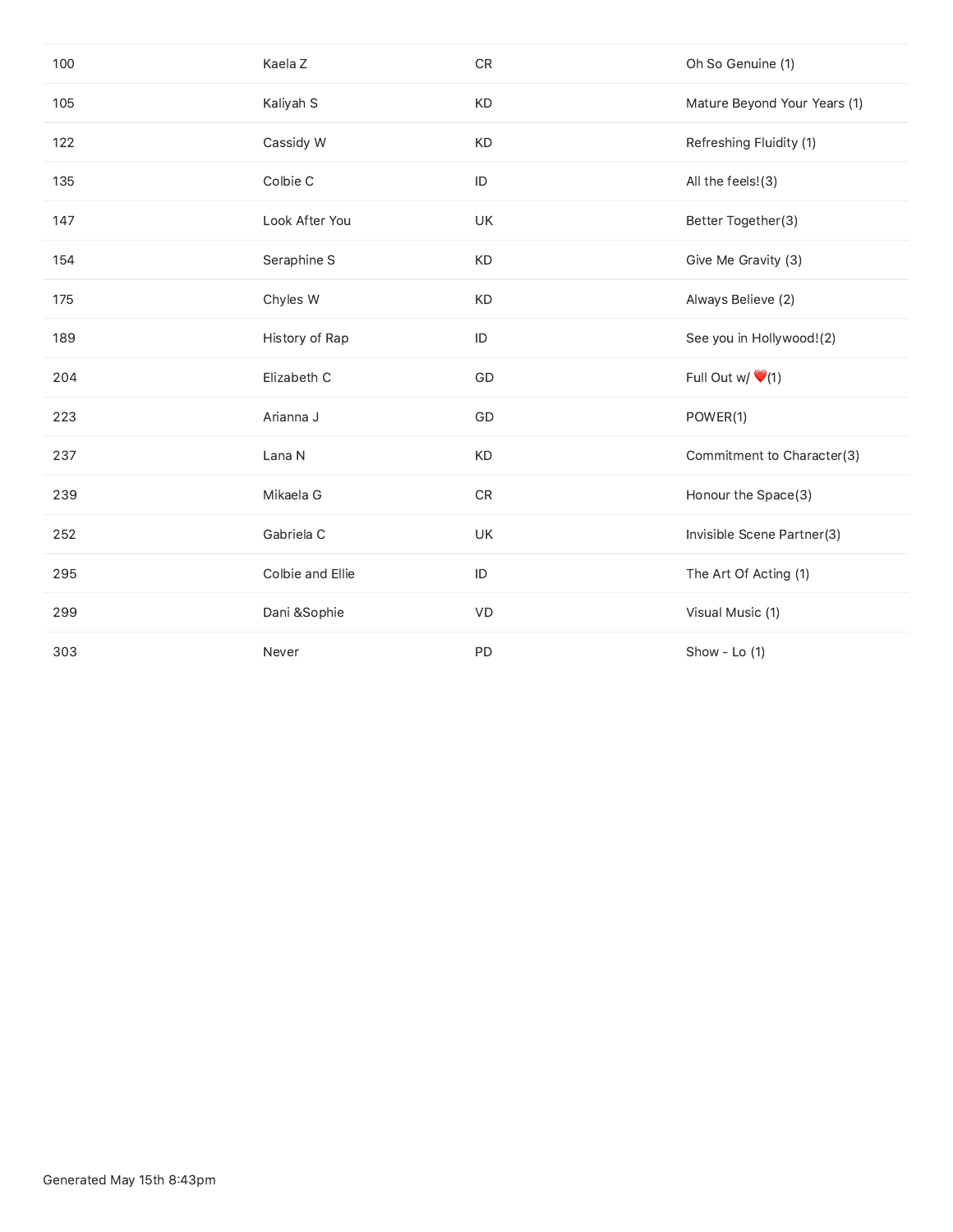| | | | |
|---|---|---|---|
| 100 | Kaela Z | CR | Oh So Genuine (1) |
| 105 | Kaliyah S | KD | Mature Beyond Your Years (1) |
| 122 | Cassidy W | KD | Refreshing Fluidity (1) |
| 135 | Colbie C | ID | All the feels!(3) |
| 147 | Look After You | UK | Better Together(3) |
| 154 | Seraphine S | KD | Give Me Gravity (3) |
| 175 | Chyles W | KD | Always Believe (2) |
| 189 | History of Rap | ID | See you in Hollywood!(2) |
| 204 | Elizabeth C | GD | Full Out w/ ❤️(1) |
| 223 | Arianna J | GD | POWER(1) |
| 237 | Lana N | KD | Commitment to Character(3) |
| 239 | Mikaela G | CR | Honour the Space(3) |
| 252 | Gabriela C | UK | Invisible Scene Partner(3) |
| 295 | Colbie and Ellie | ID | The Art Of Acting (1) |
| 299 | Dani &Sophie | VD | Visual Music (1) |
| 303 | Never | PD | Show - Lo (1) |

Generated May 15th 8:43pm